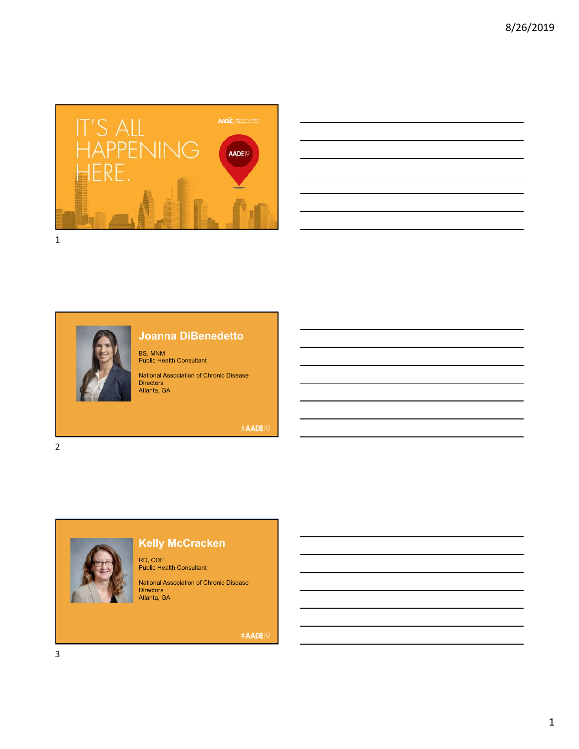IT'S ALL HAPPENING HERE.

AADE19

## Joanna DiBenedetto

BS, MNM
Public Health Consultant

National Association of Chronic Disease Directors
Atlanta, GA

#AADE19

## Kelly McCracken

RD, CDE
Public Health Consultant

National Association of Chronic Disease Directors
Atlanta, GA

#AADE19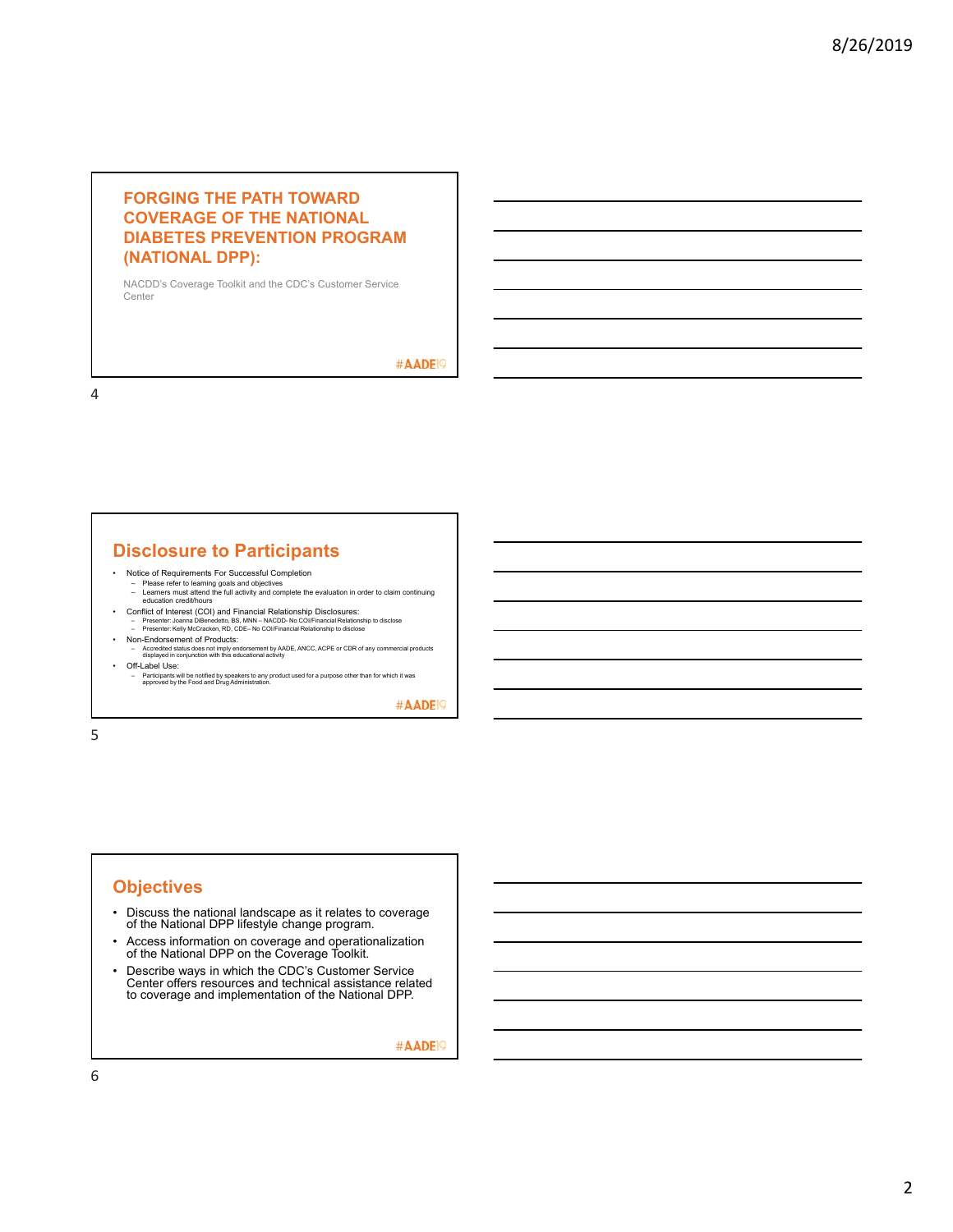## FORGING THE PATH TOWARD COVERAGE OF THE NATIONAL DIABETES PREVENTION PROGRAM (NATIONAL DPP):

NACDD's Coverage Toolkit and the CDC's Customer Service Center

#AADE19

## Disclosure to Participants

- Notice of Requirements For Successful Completion
  - Please refer to learning goals and objectives
  - Learners must attend the full activity and complete the evaluation in order to claim continuing education credit/hours
- Conflict of Interest (COI) and Financial Relationship Disclosures:
  - Presenter: Joanna DiBenedetto, BS, MNN – NACDD- No COI/Financial Relationship to disclose
  - Presenter: Kelly McCracken, RD, CDE– No COI/Financial Relationship to disclose
- Non-Endorsement of Products:
  - Accredited status does not imply endorsement by AADE, ANCC, ACPE or CDR of any commercial products displayed in conjunction with this educational activity
- Off-Label Use:
  - Participants will be notified by speakers to any product used for a purpose other than for which it was approved by the Food and Drug Administration.

#AADE19

## Objectives

- Discuss the national landscape as it relates to coverage of the National DPP lifestyle change program.
- Access information on coverage and operationalization of the National DPP on the Coverage Toolkit.
- Describe ways in which the CDC's Customer Service Center offers resources and technical assistance related to coverage and implementation of the National DPP.

#AADE19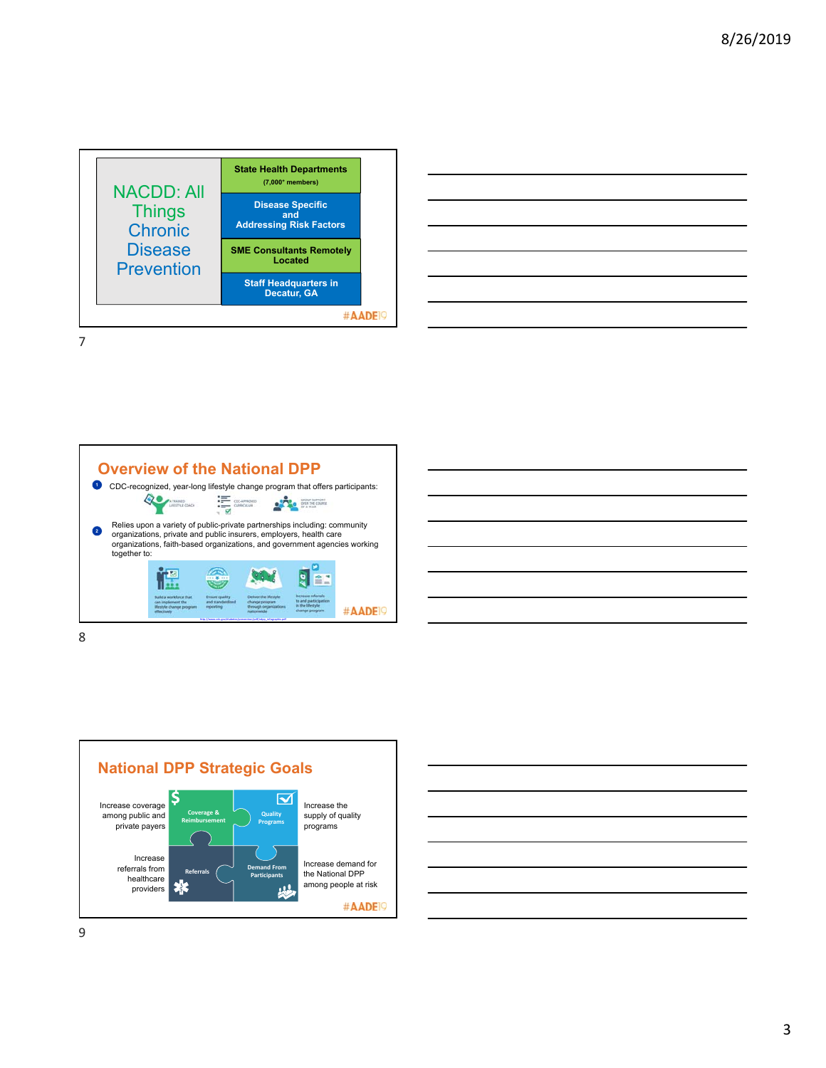## NACDD: All Things Chronic Disease Prevention

- State Health Departments (7,000+ members)
- Disease Specific and Addressing Risk Factors
- SME Consultants Remotely Located
- Staff Headquarters in Decatur, GA

#AADE19

## Overview of the National DPP

1. CDC-recognized, year-long lifestyle change program that offers participants:
   - A trained lifestyle coach
   - CDC-approved curriculum
   - Group support over the course of a year
2. Relies upon a variety of public-private partnerships including: community organizations, private and public insurers, employers, health care organizations, faith-based organizations, and government agencies working together to:
   - Build a workforce that can implement the lifestyle change program effectively
   - Ensure quality and standardized reporting
   - Deliver the lifestyle change program through organizations nationwide
   - Increase referrals to and participation in the lifestyle change program

http://www.cdc.gov/diabetes/prevention/pdf/ndpp_infographic.pdf

#AADE19

## National DPP Strategic Goals

- **Coverage & Reimbursement**: Increase coverage among public and private payers
- **Quality Programs**: Increase the supply of quality programs
- **Referrals**: Increase referrals from healthcare providers
- **Demand From Participants**: Increase demand for the National DPP among people at risk

#AADE19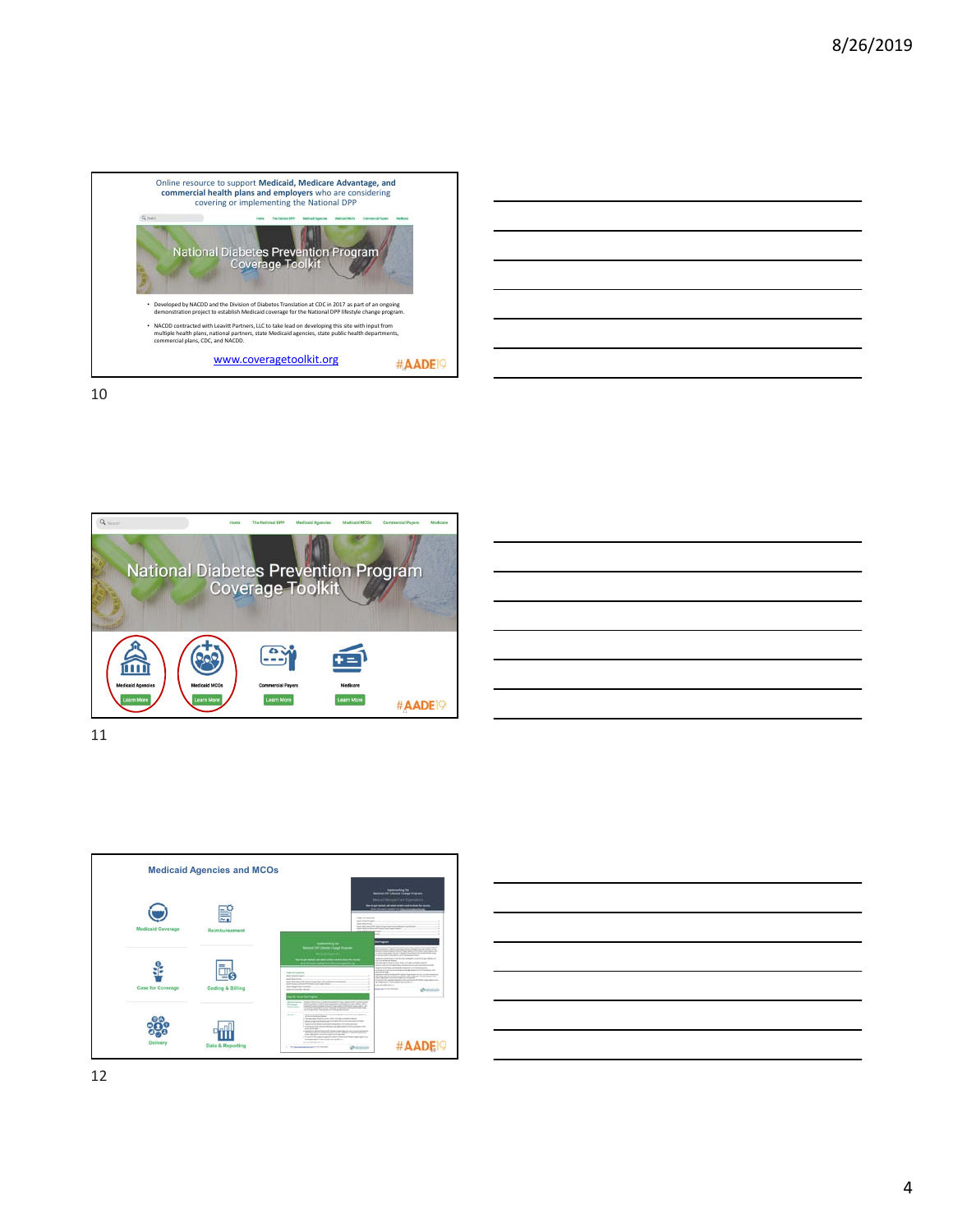Online resource to support **Medicaid, Medicare Advantage, and commercial health plans and employers** who are considering covering or implementing the National DPP

National Diabetes Prevention Program Coverage Toolkit

- Developed by NACDD and the Division of Diabetes Translation at CDC in 2017 as part of an ongoing demonstration project to establish Medicaid coverage for the National DPP lifestyle change program.
- NACDD contracted with Leavitt Partners, LLC to take lead on developing this site with input from multiple health plans, national partners, state Medicaid agencies, state public health departments, commercial plans, CDC, and NACDD.

www.coveragetoolkit.org

#AADE19

10

Home | The National DPP | Medicaid Agencies | Medicaid MCOs | Commercial Payers | Medicare

National Diabetes Prevention Program Coverage Toolkit

Medicaid Agencies — Learn More

Medicaid MCOs — Learn More

Commercial Payers — Learn More

Medicare — Learn More

#AADE19

11

**Medicaid Agencies and MCOs**

- Medicaid Coverage
- Reimbursement
- Case for Coverage
- Coding & Billing
- Delivery
- Data & Reporting

#AADE19

12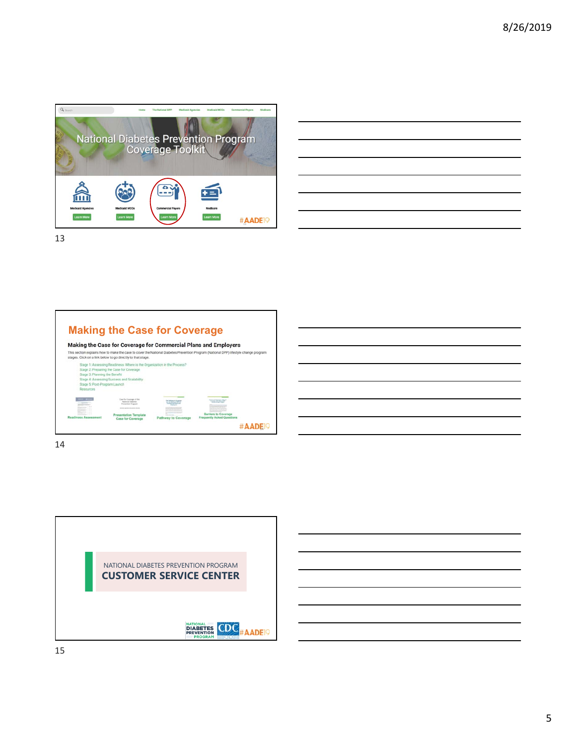National Diabetes Prevention Program Coverage Toolkit

Home | The National DPP | Medicaid Agencies | Medicaid MCOs | Commercial Payers | Medicare

Medicaid Agencies — Learn More

Medicaid MCOs — Learn More

Commercial Payers — Learn More

Medicare — Learn More

#AADE19

## Making the Case for Coverage

### Making the Case for Coverage for Commercial Plans and Employers

This section explains how to make the case to cover the National Diabetes Prevention Program (National DPP) lifestyle change program stages. Click on a link below to go directly to that stage.

- Stage 1: Assessing Readiness: Where is the Organization in the Process?
- Stage 2: Preparing the Case for Coverage
- Stage 3: Planning the Benefit
- Stage 4: Assessing Success and Scalability
- Stage 5: Post-Program Launch
- Resources

Readiness Assessment | Presentation Template Case for Coverage | Pathway to Coverage | Barriers to Coverage Frequently Asked Questions

#AADE19

NATIONAL DIABETES PREVENTION PROGRAM

**CUSTOMER SERVICE CENTER**

NATIONAL DIABETES PREVENTION PROGRAM | CDC | #AADE19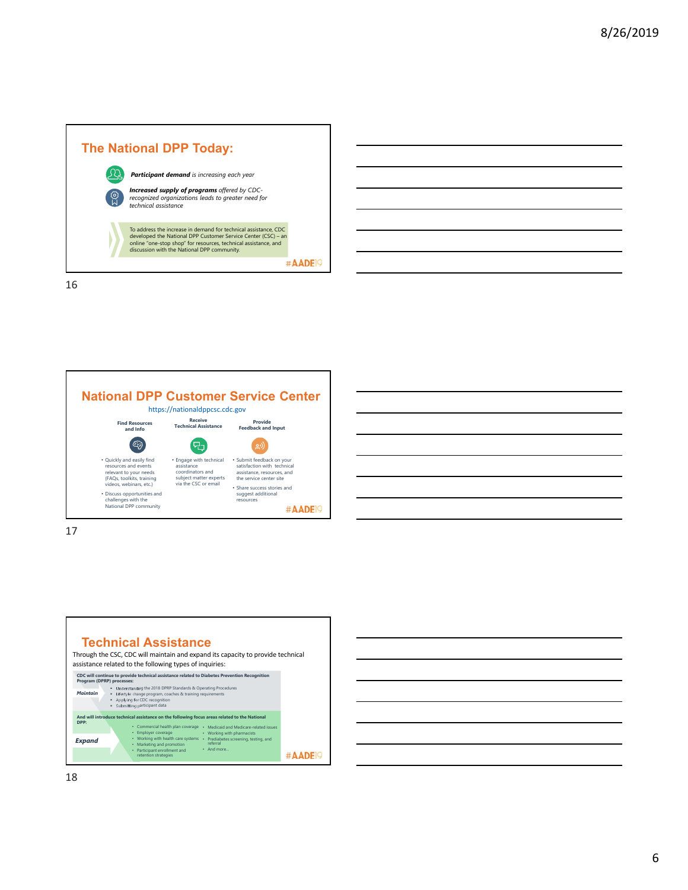## The National DPP Today:

***Participant demand*** *is increasing each year*

***Increased supply of programs*** *offered by CDC-recognized organizations leads to greater need for technical assistance*

To address the increase in demand for technical assistance, CDC developed the National DPP Customer Service Center (CSC) – an online "one-stop shop" for resources, technical assistance, and discussion with the National DPP community.

#AADE19

## National DPP Customer Service Center

https://nationaldppcsc.cdc.gov

**Find Resources and Info**

- Quickly and easily find resources and events relevant to your needs (FAQs, toolkits, training videos, webinars, etc.)
- Discuss opportunities and challenges with the National DPP community

**Receive Technical Assistance**

- Engage with technical assistance coordinators and subject matter experts via the CSC or email

**Provide Feedback and Input**

- Submit feedback on your satisfaction with technical assistance, resources, and the service center site
- Share success stories and suggest additional resources

#AADE19

## Technical Assistance

Through the CSC, CDC will maintain and expand its capacity to provide technical assistance related to the following types of inquiries:

**CDC will continue to provide technical assistance related to Diabetes Prevention Recognition Program (DPRP) processes:**

***Maintain***

- Understanding the 2018 DPRP Standards & Operating Procedures
- Lifestyle change program, coaches & training requirements
- Applying for CDC recognition
- Submitting participant data

**And will introduce technical assistance on the following focus areas related to the National DPP:**

***Expand***

- Commercial health plan coverage
- Employer coverage
- Working with health care systems
- Marketing and promotion
- Participant enrollment and retention strategies
- Medicaid and Medicare-related issues
- Working with pharmacists
- Prediabetes screening, testing, and referral
- And more...

#AADE19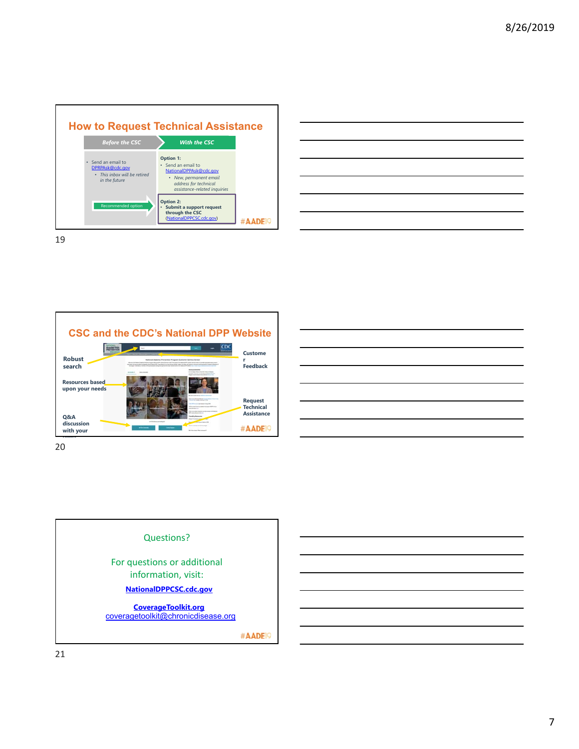## How to Request Technical Assistance

| Before the CSC | With the CSC |
| --- | --- |
| • Send an email to DPRPAsk@cdc.gov<br>• *This inbox will be retired in the future* | **Option 1:**<br>• Send an email to NationalDPPAsk@cdc.gov<br>• *New, permanent email address for technical assistance-related inquiries* |
| Recommended option | **Option 2:**<br>• **Submit a support request through the CSC** (NationalDPPCSC.cdc.gov) |

#AADE19

## CSC and the CDC's National DPP Website

- Robust search
- Resources based upon your needs
- Q&A discussion with your peers
- Customer Feedback
- Request Technical Assistance

#AADE19

## Questions?

For questions or additional information, visit:

**NationalDPPCSC.cdc.gov**

**CoverageToolkit.org**
coveragetoolkit@chronicdisease.org

#AADE19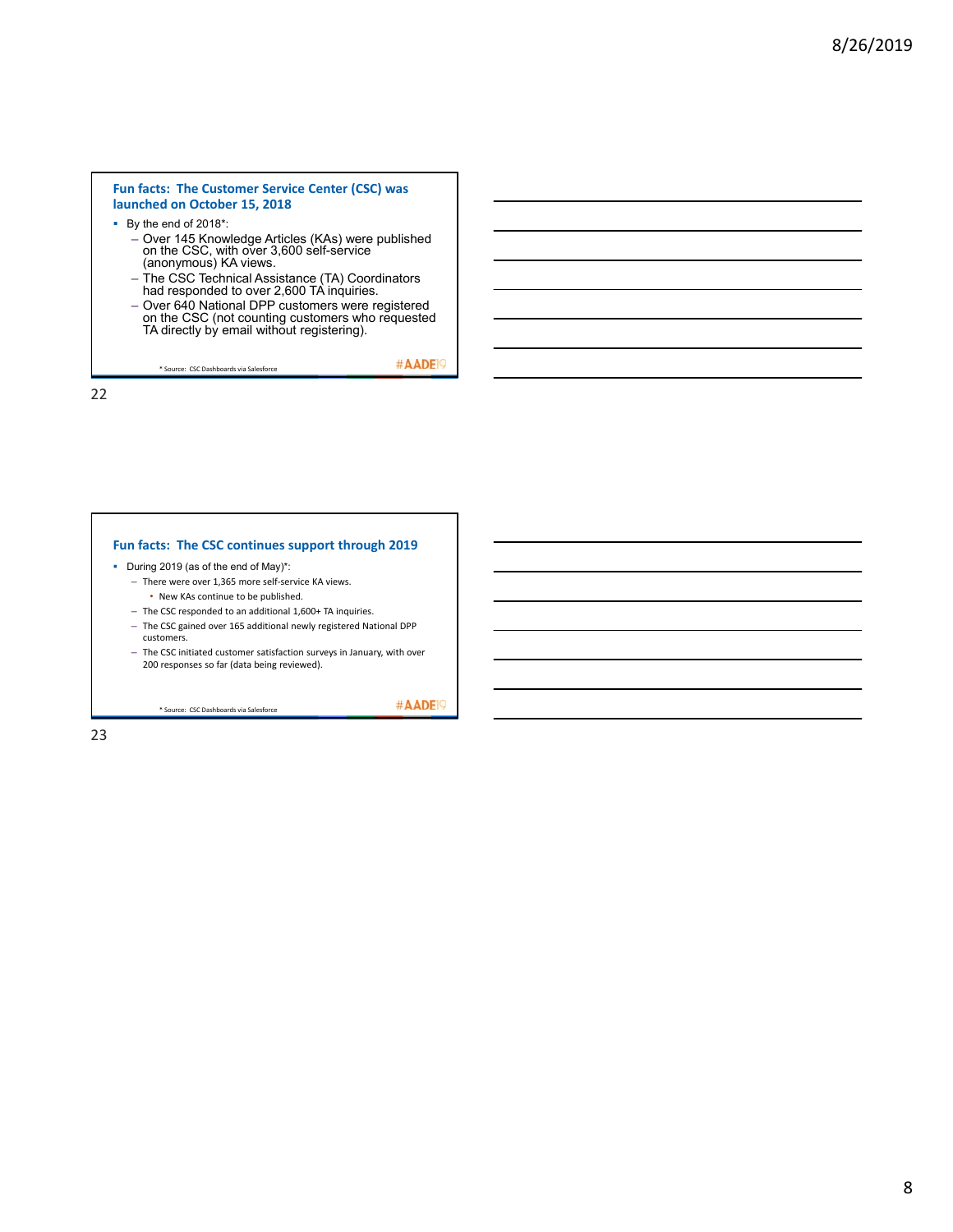## Fun facts: The Customer Service Center (CSC) was launched on October 15, 2018

- By the end of 2018*:
  - Over 145 Knowledge Articles (KAs) were published on the CSC, with over 3,600 self-service (anonymous) KA views.
  - The CSC Technical Assistance (TA) Coordinators had responded to over 2,600 TA inquiries.
  - Over 640 National DPP customers were registered on the CSC (not counting customers who requested TA directly by email without registering).

\* Source: CSC Dashboards via Salesforce

#AADE19

## Fun facts: The CSC continues support through 2019

- During 2019 (as of the end of May)*:
  - There were over 1,365 more self-service KA views.
    - New KAs continue to be published.
  - The CSC responded to an additional 1,600+ TA inquiries.
  - The CSC gained over 165 additional newly registered National DPP customers.
  - The CSC initiated customer satisfaction surveys in January, with over 200 responses so far (data being reviewed).

\* Source: CSC Dashboards via Salesforce

#AADE19